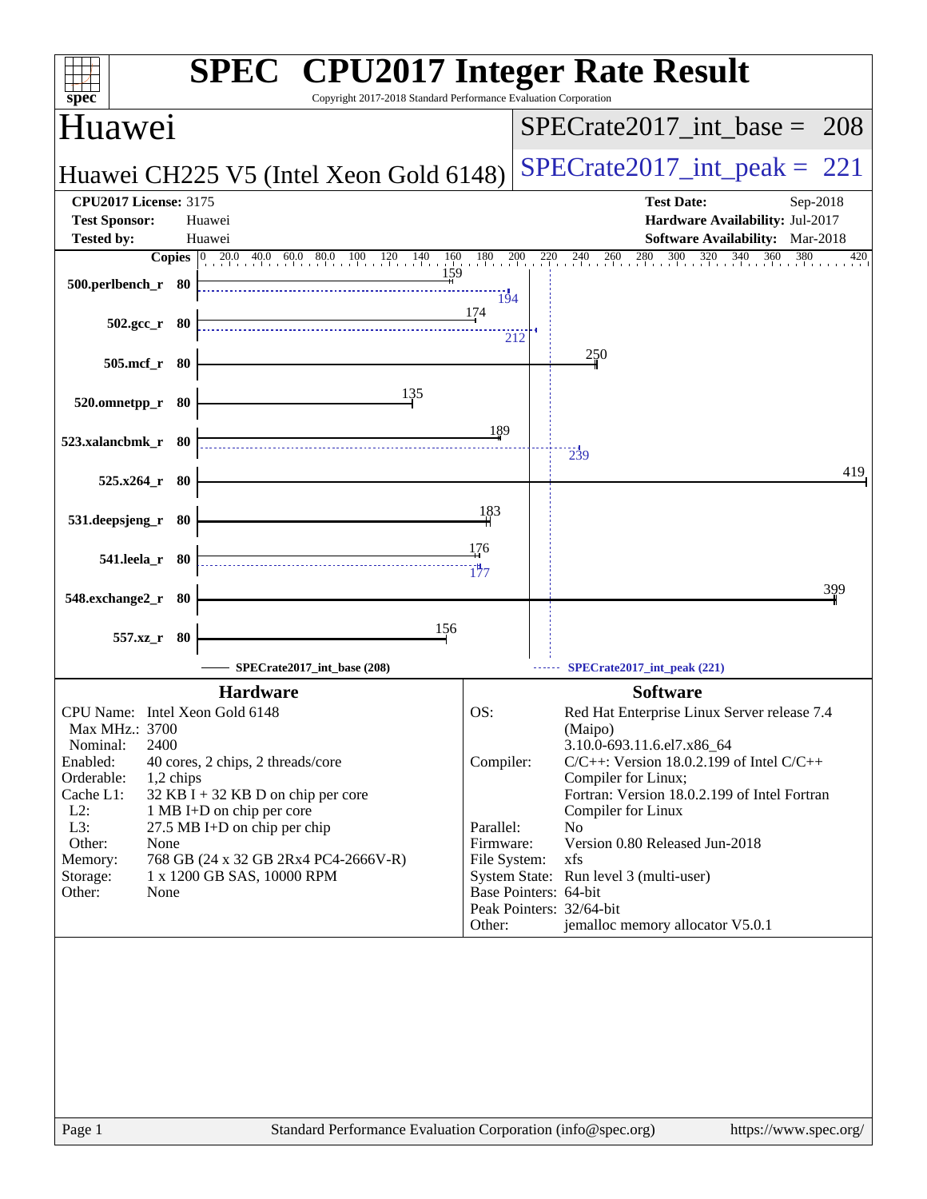# SPEC CPU2017 Integer Rate Result

Copyright 2017-2018 Standard Performance Evaluation Corporation

## Huawei

SPECrate2017_int_base = 208

Huawei CH225 V5 (Intel Xeon Gold 6148)

SPECrate2017_int_peak = 221

**CPU2017 License:** 3175
**Test Sponsor:** Huawei
**Tested by:** Huawei

**Test Date:** Sep-2018
**Hardware Availability:** Jul-2017
**Software Availability:** Mar-2018

Copies 0 20.0 40.0 60.0 80.0 100 120 140 160 180 200 220 240 260 280 300 320 340 360 380 420

500.perlbench_r 80 159 194
502.gcc_r 80 174 212
505.mcf_r 80 250
520.omnetpp_r 80 135
523.xalancbmk_r 80 189 239
525.x264_r 80 419
531.deepsjeng_r 80 183
541.leela_r 80 176 177
548.exchange2_r 80 399
557.xz_r 80 156

SPECrate2017_int_base (208)
SPECrate2017_int_peak (221)

### Hardware

| | |
|---|---|
| CPU Name: | Intel Xeon Gold 6148 |
| Max MHz.: | 3700 |
| Nominal: | 2400 |
| Enabled: | 40 cores, 2 chips, 2 threads/core |
| Orderable: | 1,2 chips |
| Cache L1: | 32 KB I + 32 KB D on chip per core |
| L2: | 1 MB I+D on chip per core |
| L3: | 27.5 MB I+D on chip per chip |
| Other: | None |
| Memory: | 768 GB (24 x 32 GB 2Rx4 PC4-2666V-R) |
| Storage: | 1 x 1200 GB SAS, 10000 RPM |
| Other: | None |

### Software

| | |
|---|---|
| OS: | Red Hat Enterprise Linux Server release 7.4 (Maipo) 3.10.0-693.11.6.el7.x86_64 |
| Compiler: | C/C++: Version 18.0.2.199 of Intel C/C++ Compiler for Linux; Fortran: Version 18.0.2.199 of Intel Fortran Compiler for Linux |
| Parallel: | No |
| Firmware: | Version 0.80 Released Jun-2018 |
| File System: | xfs |
| System State: | Run level 3 (multi-user) |
| Base Pointers: | 64-bit |
| Peak Pointers: | 32/64-bit |
| Other: | jemalloc memory allocator V5.0.1 |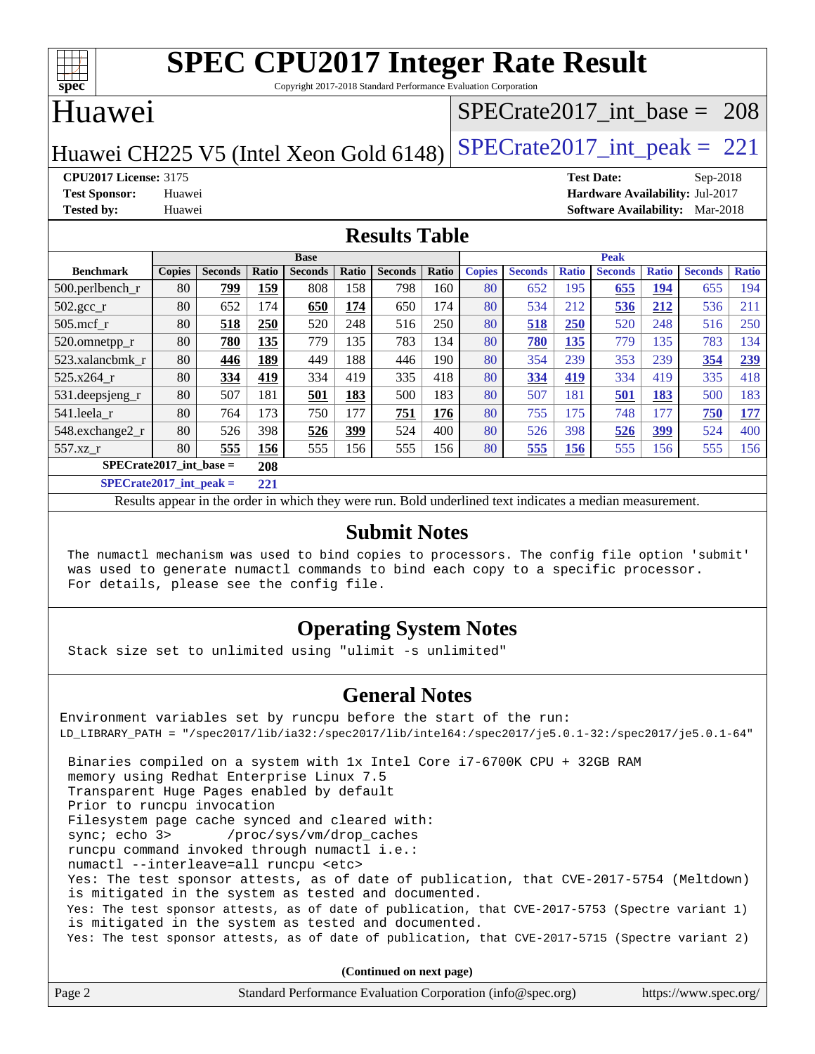# SPEC CPU2017 Integer Rate Result

Copyright 2017-2018 Standard Performance Evaluation Corporation

## Huawei

Huawei CH225 V5 (Intel Xeon Gold 6148)

SPECrate2017_int_base = 208

SPECrate2017_int_peak = 221

**CPU2017 License:** 3175
**Test Sponsor:** Huawei
**Tested by:** Huawei

**Test Date:** Sep-2018
**Hardware Availability:** Jul-2017
**Software Availability:** Mar-2018

## Results Table

| | Base | | | | | | | Peak | | | | | | |
|---|---|---|---|---|---|---|---|---|---|---|---|---|---|---|
| **Benchmark** | **Copies** | **Seconds** | **Ratio** | **Seconds** | **Ratio** | **Seconds** | **Ratio** | **Copies** | **Seconds** | **Ratio** | **Seconds** | **Ratio** | **Seconds** | **Ratio** |
| 500.perlbench_r | 80 | **799** | **159** | 808 | 158 | 798 | 160 | 80 | 652 | 195 | **655** | **194** | 655 | 194 |
| 502.gcc_r | 80 | 652 | 174 | **650** | **174** | 650 | 174 | 80 | 534 | 212 | **536** | **212** | 536 | 211 |
| 505.mcf_r | 80 | **518** | **250** | 520 | 248 | 516 | 250 | 80 | **518** | **250** | 520 | 248 | 516 | 250 |
| 520.omnetpp_r | 80 | **780** | **135** | 779 | 135 | 783 | 134 | 80 | **780** | **135** | 779 | 135 | 783 | 134 |
| 523.xalancbmk_r | 80 | **446** | **189** | 449 | 188 | 446 | 190 | 80 | 354 | 239 | 353 | 239 | **354** | **239** |
| 525.x264_r | 80 | **334** | **419** | 334 | 419 | 335 | 418 | 80 | **334** | **419** | 334 | 419 | 335 | 418 |
| 531.deepsjeng_r | 80 | 507 | 181 | **501** | **183** | 500 | 183 | 80 | 507 | 181 | **501** | **183** | 500 | 183 |
| 541.leela_r | 80 | 764 | 173 | 750 | 177 | **751** | **176** | 80 | 755 | 175 | 748 | 177 | **750** | **177** |
| 548.exchange2_r | 80 | 526 | 398 | **526** | **399** | 524 | 400 | 80 | 526 | 398 | **526** | **399** | 524 | 400 |
| 557.xz_r | 80 | **555** | **156** | 555 | 156 | 555 | 156 | 80 | **555** | **156** | 555 | 156 | 555 | 156 |

**SPECrate2017_int_base = 208**

**SPECrate2017_int_peak = 221**

Results appear in the order in which they were run. Bold underlined text indicates a median measurement.

## Submit Notes

```
The numactl mechanism was used to bind copies to processors. The config file option 'submit'
was used to generate numactl commands to bind each copy to a specific processor.
For details, please see the config file.
```

## Operating System Notes

```
Stack size set to unlimited using "ulimit -s unlimited"
```

## General Notes

```
Environment variables set by runcpu before the start of the run:
LD_LIBRARY_PATH = "/spec2017/lib/ia32:/spec2017/lib/intel64:/spec2017/je5.0.1-32:/spec2017/je5.0.1-64"

 Binaries compiled on a system with 1x Intel Core i7-6700K CPU + 32GB RAM
 memory using Redhat Enterprise Linux 7.5
 Transparent Huge Pages enabled by default
 Prior to runcpu invocation
 Filesystem page cache synced and cleared with:
 sync; echo 3>       /proc/sys/vm/drop_caches
 runcpu command invoked through numactl i.e.:
 numactl --interleave=all runcpu <etc>
 Yes: The test sponsor attests, as of date of publication, that CVE-2017-5754 (Meltdown)
 is mitigated in the system as tested and documented.
 Yes: The test sponsor attests, as of date of publication, that CVE-2017-5753 (Spectre variant 1)
 is mitigated in the system as tested and documented.
 Yes: The test sponsor attests, as of date of publication, that CVE-2017-5715 (Spectre variant 2)
```

**(Continued on next page)**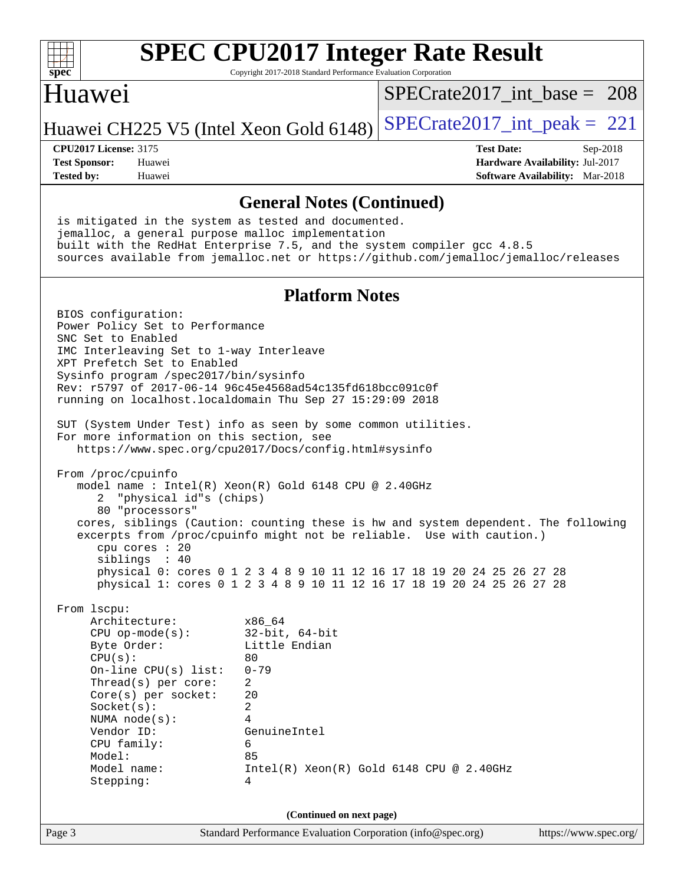## General Notes (Continued)

```
is mitigated in the system as tested and documented.
jemalloc, a general purpose malloc implementation
built with the RedHat Enterprise 7.5, and the system compiler gcc 4.8.5
sources available from jemalloc.net or https://github.com/jemalloc/jemalloc/releases
```

## Platform Notes

```
BIOS configuration:
Power Policy Set to Performance
SNC Set to Enabled
IMC Interleaving Set to 1-way Interleave
XPT Prefetch Set to Enabled
Sysinfo program /spec2017/bin/sysinfo
Rev: r5797 of 2017-06-14 96c45e4568ad54c135fd618bcc091c0f
running on localhost.localdomain Thu Sep 27 15:29:09 2018

SUT (System Under Test) info as seen by some common utilities.
For more information on this section, see
   https://www.spec.org/cpu2017/Docs/config.html#sysinfo

From /proc/cpuinfo
   model name : Intel(R) Xeon(R) Gold 6148 CPU @ 2.40GHz
      2  "physical id"s (chips)
      80 "processors"
   cores, siblings (Caution: counting these is hw and system dependent. The following
   excerpts from /proc/cpuinfo might not be reliable.  Use with caution.)
      cpu cores : 20
      siblings  : 40
      physical 0: cores 0 1 2 3 4 8 9 10 11 12 16 17 18 19 20 24 25 26 27 28
      physical 1: cores 0 1 2 3 4 8 9 10 11 12 16 17 18 19 20 24 25 26 27 28

From lscpu:
     Architecture:          x86_64
     CPU op-mode(s):        32-bit, 64-bit
     Byte Order:            Little Endian
     CPU(s):                80
     On-line CPU(s) list:   0-79
     Thread(s) per core:    2
     Core(s) per socket:    20
     Socket(s):             2
     NUMA node(s):          4
     Vendor ID:             GenuineIntel
     CPU family:            6
     Model:                 85
     Model name:            Intel(R) Xeon(R) Gold 6148 CPU @ 2.40GHz
     Stepping:              4
```

(Continued on next page)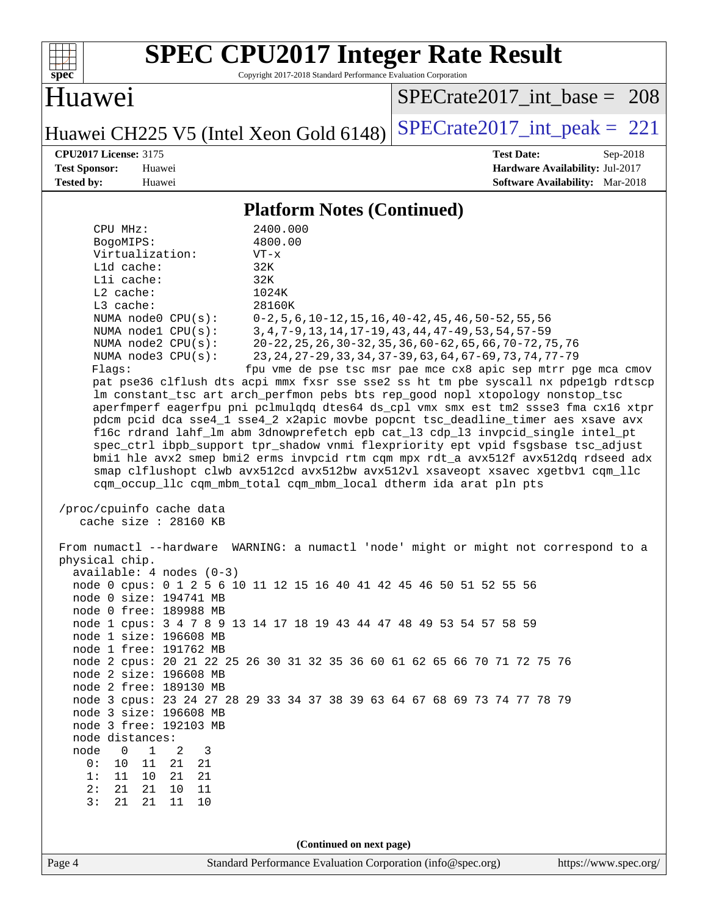## Platform Notes (Continued)

```
    CPU MHz:                 2400.000
    BogoMIPS:                4800.00
    Virtualization:          VT-x
    L1d cache:               32K
    L1i cache:               32K
    L2 cache:                1024K
    L3 cache:                28160K
    NUMA node0 CPU(s):       0-2,5,6,10-12,15,16,40-42,45,46,50-52,55,56
    NUMA node1 CPU(s):       3,4,7-9,13,14,17-19,43,44,47-49,53,54,57-59
    NUMA node2 CPU(s):       20-22,25,26,30-32,35,36,60-62,65,66,70-72,75,76
    NUMA node3 CPU(s):       23,24,27-29,33,34,37-39,63,64,67-69,73,74,77-79
    Flags:                   fpu vme de pse tsc msr pae mce cx8 apic sep mtrr pge mca cmov
    pat pse36 clflush dts acpi mmx fxsr sse sse2 ss ht tm pbe syscall nx pdpe1gb rdtscp
    lm constant_tsc art arch_perfmon pebs bts rep_good nopl xtopology nonstop_tsc
    aperfmperf eagerfpu pni pclmulqdq dtes64 ds_cpl vmx smx est tm2 ssse3 fma cx16 xtpr
    pdcm pcid dca sse4_1 sse4_2 x2apic movbe popcnt tsc_deadline_timer aes xsave avx
    f16c rdrand lahf_lm abm 3dnowprefetch epb cat_l3 cdp_l3 invpcid_single intel_pt
    spec_ctrl ibpb_support tpr_shadow vnmi flexpriority ept vpid fsgsbase tsc_adjust
    bmi1 hle avx2 smep bmi2 erms invpcid rtm cqm mpx rdt_a avx512f avx512dq rdseed adx
    smap clflushopt clwb avx512cd avx512bw avx512vl xsaveopt xsavec xgetbv1 cqm_llc
    cqm_occup_llc cqm_mbm_total cqm_mbm_local dtherm ida arat pln pts

 /proc/cpuinfo cache data
    cache size : 28160 KB

 From numactl --hardware  WARNING: a numactl 'node' might or might not correspond to a
 physical chip.
   available: 4 nodes (0-3)
   node 0 cpus: 0 1 2 5 6 10 11 12 15 16 40 41 42 45 46 50 51 52 55 56
   node 0 size: 194741 MB
   node 0 free: 189988 MB
   node 1 cpus: 3 4 7 8 9 13 14 17 18 19 43 44 47 48 49 53 54 57 58 59
   node 1 size: 196608 MB
   node 1 free: 191762 MB
   node 2 cpus: 20 21 22 25 26 30 31 32 35 36 60 61 62 65 66 70 71 72 75 76
   node 2 size: 196608 MB
   node 2 free: 189130 MB
   node 3 cpus: 23 24 27 28 29 33 34 37 38 39 63 64 67 68 69 73 74 77 78 79
   node 3 size: 196608 MB
   node 3 free: 192103 MB
   node distances:
   node   0   1   2   3
     0:  10  11  21  21
     1:  11  10  21  21
     2:  21  21  10  11
     3:  21  21  11  10
```

(Continued on next page)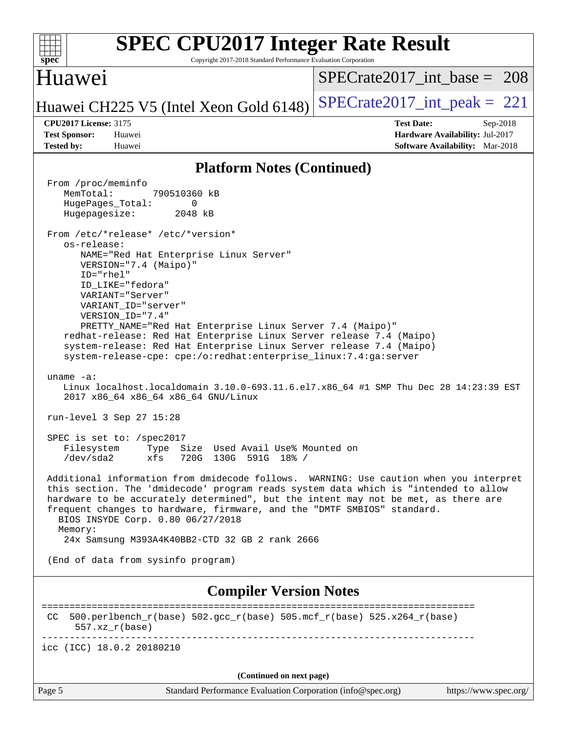## Platform Notes (Continued)

```
From /proc/meminfo
   MemTotal:       790510360 kB
   HugePages_Total:       0
   Hugepagesize:       2048 kB

From /etc/*release* /etc/*version*
   os-release:
      NAME="Red Hat Enterprise Linux Server"
      VERSION="7.4 (Maipo)"
      ID="rhel"
      ID_LIKE="fedora"
      VARIANT="Server"
      VARIANT_ID="server"
      VERSION_ID="7.4"
      PRETTY_NAME="Red Hat Enterprise Linux Server 7.4 (Maipo)"
   redhat-release: Red Hat Enterprise Linux Server release 7.4 (Maipo)
   system-release: Red Hat Enterprise Linux Server release 7.4 (Maipo)
   system-release-cpe: cpe:/o:redhat:enterprise_linux:7.4:ga:server

uname -a:
   Linux localhost.localdomain 3.10.0-693.11.6.el7.x86_64 #1 SMP Thu Dec 28 14:23:39 EST
   2017 x86_64 x86_64 x86_64 GNU/Linux

run-level 3 Sep 27 15:28

SPEC is set to: /spec2017
   Filesystem     Type  Size  Used Avail Use% Mounted on
   /dev/sda2      xfs   720G  130G  591G  18% /

Additional information from dmidecode follows.  WARNING: Use caution when you interpret
this section. The 'dmidecode' program reads system data which is "intended to allow
hardware to be accurately determined", but the intent may not be met, as there are
frequent changes to hardware, firmware, and the "DMTF SMBIOS" standard.
  BIOS INSYDE Corp. 0.80 06/27/2018
  Memory:
   24x Samsung M393A4K40BB2-CTD 32 GB 2 rank 2666

(End of data from sysinfo program)
```

## Compiler Version Notes

```
==============================================================================
 CC  500.perlbench_r(base) 502.gcc_r(base) 505.mcf_r(base) 525.x264_r(base)
      557.xz_r(base)
------------------------------------------------------------------------------
icc (ICC) 18.0.2 20180210
```

(Continued on next page)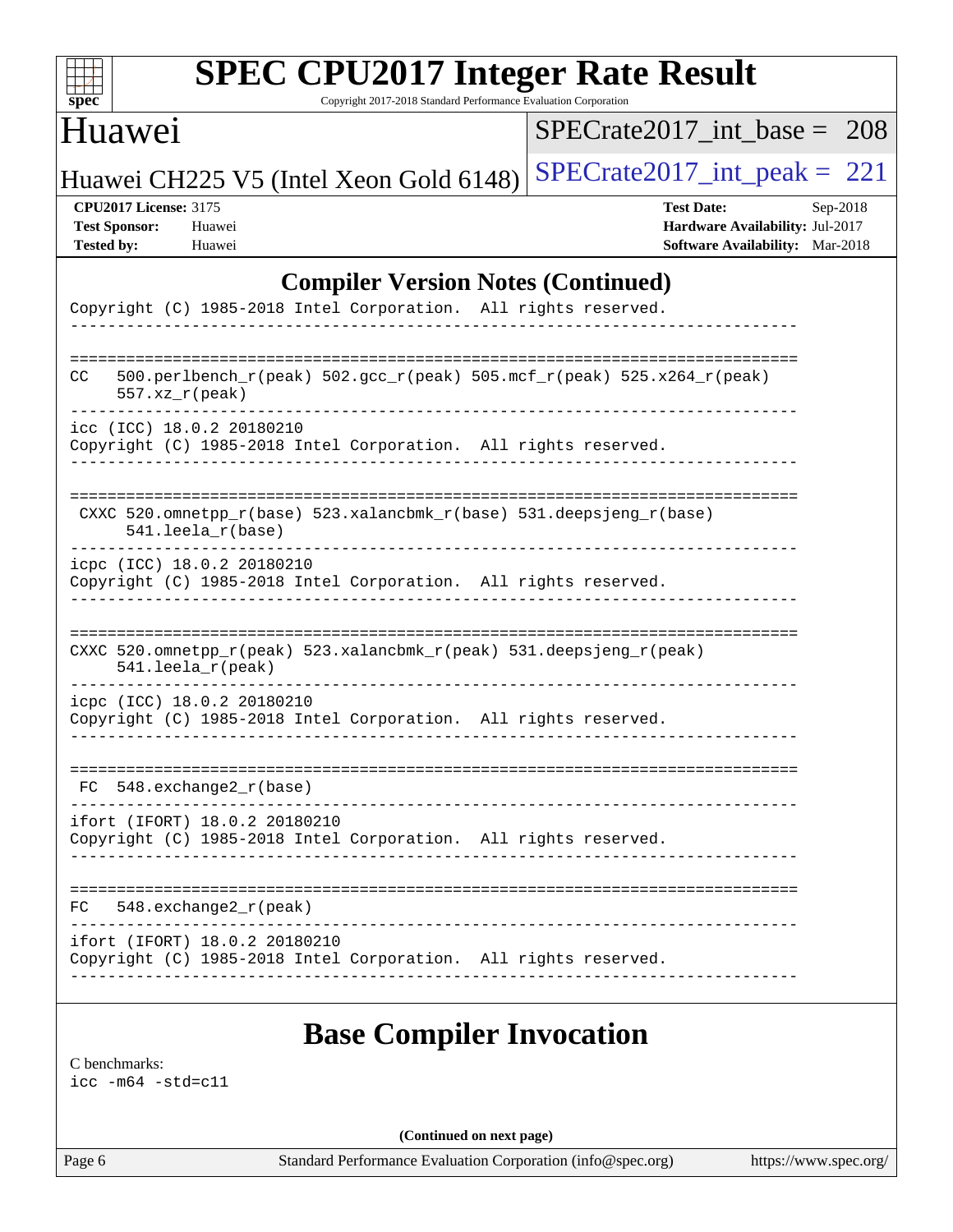# SPEC CPU2017 Integer Rate Result

Copyright 2017-2018 Standard Performance Evaluation Corporation

## Huawei

Huawei CH225 V5 (Intel Xeon Gold 6148)

SPECrate2017_int_base = 208

SPECrate2017_int_peak = 221

**CPU2017 License:** 3175
**Test Sponsor:** Huawei
**Tested by:** Huawei

**Test Date:** Sep-2018
**Hardware Availability:** Jul-2017
**Software Availability:** Mar-2018

## Compiler Version Notes (Continued)

```
Copyright (C) 1985-2018 Intel Corporation.  All rights reserved.
------------------------------------------------------------------------------

==============================================================================
CC   500.perlbench_r(peak) 502.gcc_r(peak) 505.mcf_r(peak) 525.x264_r(peak)
     557.xz_r(peak)
------------------------------------------------------------------------------
icc (ICC) 18.0.2 20180210
Copyright (C) 1985-2018 Intel Corporation.  All rights reserved.
------------------------------------------------------------------------------

==============================================================================
 CXXC 520.omnetpp_r(base) 523.xalancbmk_r(base) 531.deepsjeng_r(base)
      541.leela_r(base)
------------------------------------------------------------------------------
icpc (ICC) 18.0.2 20180210
Copyright (C) 1985-2018 Intel Corporation.  All rights reserved.
------------------------------------------------------------------------------

==============================================================================
CXXC 520.omnetpp_r(peak) 523.xalancbmk_r(peak) 531.deepsjeng_r(peak)
     541.leela_r(peak)
------------------------------------------------------------------------------
icpc (ICC) 18.0.2 20180210
Copyright (C) 1985-2018 Intel Corporation.  All rights reserved.
------------------------------------------------------------------------------

==============================================================================
 FC  548.exchange2_r(base)
------------------------------------------------------------------------------
ifort (IFORT) 18.0.2 20180210
Copyright (C) 1985-2018 Intel Corporation.  All rights reserved.
------------------------------------------------------------------------------

==============================================================================
FC   548.exchange2_r(peak)
------------------------------------------------------------------------------
ifort (IFORT) 18.0.2 20180210
Copyright (C) 1985-2018 Intel Corporation.  All rights reserved.
------------------------------------------------------------------------------
```

## Base Compiler Invocation

C benchmarks:
icc -m64 -std=c11

**(Continued on next page)**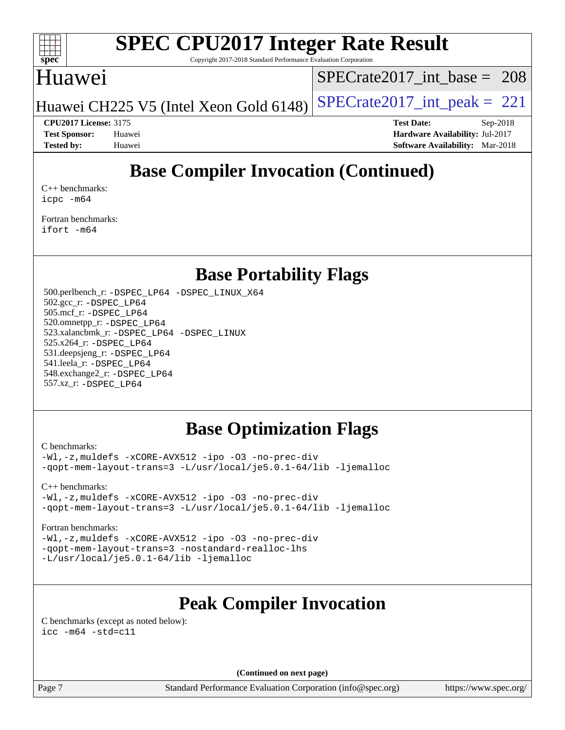# Base Compiler Invocation (Continued)

C++ benchmarks:
icpc -m64

Fortran benchmarks:
ifort -m64

# Base Portability Flags

500.perlbench_r: -DSPEC_LP64 -DSPEC_LINUX_X64
502.gcc_r: -DSPEC_LP64
505.mcf_r: -DSPEC_LP64
520.omnetpp_r: -DSPEC_LP64
523.xalancbmk_r: -DSPEC_LP64 -DSPEC_LINUX
525.x264_r: -DSPEC_LP64
531.deepsjeng_r: -DSPEC_LP64
541.leela_r: -DSPEC_LP64
548.exchange2_r: -DSPEC_LP64
557.xz_r: -DSPEC_LP64

# Base Optimization Flags

C benchmarks:
-Wl,-z,muldefs -xCORE-AVX512 -ipo -O3 -no-prec-div
-qopt-mem-layout-trans=3 -L/usr/local/je5.0.1-64/lib -ljemalloc

C++ benchmarks:
-Wl,-z,muldefs -xCORE-AVX512 -ipo -O3 -no-prec-div
-qopt-mem-layout-trans=3 -L/usr/local/je5.0.1-64/lib -ljemalloc

Fortran benchmarks:
-Wl,-z,muldefs -xCORE-AVX512 -ipo -O3 -no-prec-div
-qopt-mem-layout-trans=3 -nostandard-realloc-lhs
-L/usr/local/je5.0.1-64/lib -ljemalloc

# Peak Compiler Invocation

C benchmarks (except as noted below):
icc -m64 -std=c11

**(Continued on next page)**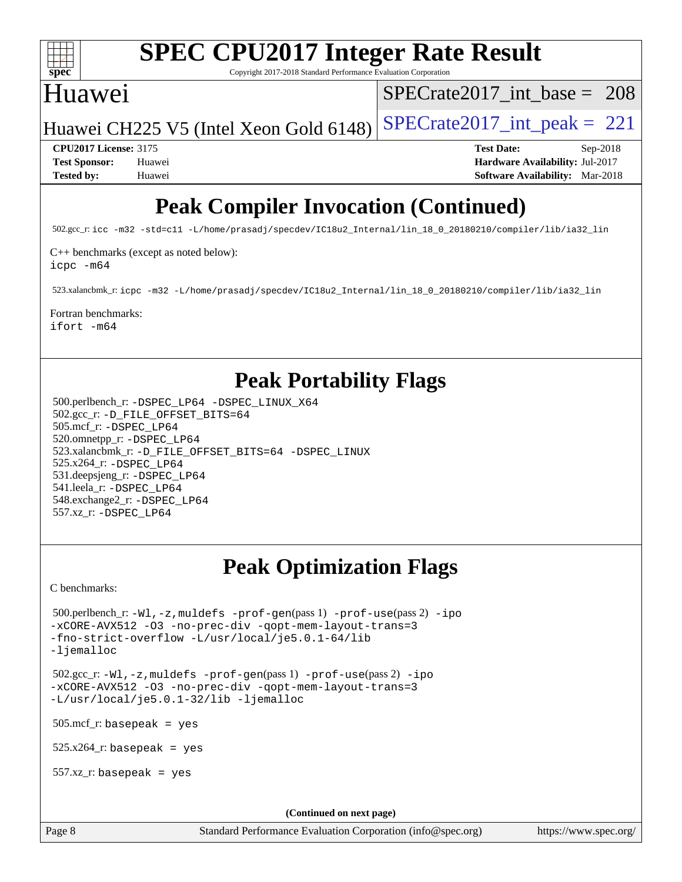# SPEC CPU2017 Integer Rate Result

Copyright 2017-2018 Standard Performance Evaluation Corporation

## Huawei

Huawei CH225 V5 (Intel Xeon Gold 6148)

SPECrate2017_int_base = 208

SPECrate2017_int_peak = 221

**CPU2017 License:** 3175
**Test Sponsor:** Huawei
**Tested by:** Huawei

**Test Date:** Sep-2018
**Hardware Availability:** Jul-2017
**Software Availability:** Mar-2018

## Peak Compiler Invocation (Continued)

502.gcc_r: icc -m32 -std=c11 -L/home/prasadj/specdev/IC18u2_Internal/lin_18_0_20180210/compiler/lib/ia32_lin

C++ benchmarks (except as noted below):
icpc -m64

523.xalancbmk_r: icpc -m32 -L/home/prasadj/specdev/IC18u2_Internal/lin_18_0_20180210/compiler/lib/ia32_lin

Fortran benchmarks:
ifort -m64

## Peak Portability Flags

500.perlbench_r: -DSPEC_LP64 -DSPEC_LINUX_X64
502.gcc_r: -D_FILE_OFFSET_BITS=64
505.mcf_r: -DSPEC_LP64
520.omnetpp_r: -DSPEC_LP64
523.xalancbmk_r: -D_FILE_OFFSET_BITS=64 -DSPEC_LINUX
525.x264_r: -DSPEC_LP64
531.deepsjeng_r: -DSPEC_LP64
541.leela_r: -DSPEC_LP64
548.exchange2_r: -DSPEC_LP64
557.xz_r: -DSPEC_LP64

## Peak Optimization Flags

C benchmarks:

500.perlbench_r: -Wl,-z,muldefs -prof-gen(pass 1) -prof-use(pass 2) -ipo -xCORE-AVX512 -O3 -no-prec-div -qopt-mem-layout-trans=3 -fno-strict-overflow -L/usr/local/je5.0.1-64/lib -ljemalloc

502.gcc_r: -Wl,-z,muldefs -prof-gen(pass 1) -prof-use(pass 2) -ipo -xCORE-AVX512 -O3 -no-prec-div -qopt-mem-layout-trans=3 -L/usr/local/je5.0.1-32/lib -ljemalloc

505.mcf_r: basepeak = yes

525.x264_r: basepeak = yes

557.xz_r: basepeak = yes

**(Continued on next page)**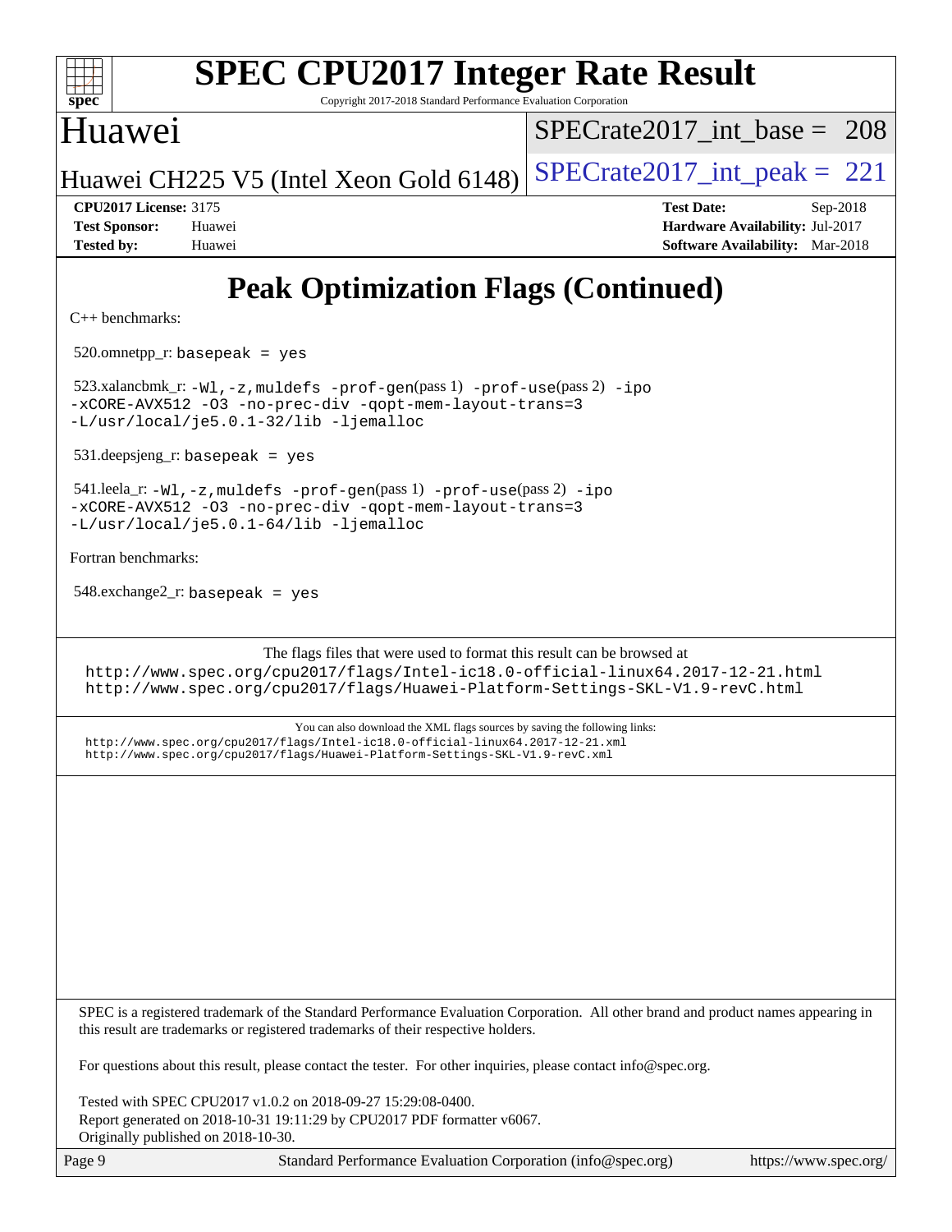# Peak Optimization Flags (Continued)

C++ benchmarks:

520.omnetpp_r: `basepeak = yes`

523.xalancbmk_r: `-Wl,-z,muldefs -prof-gen`(pass 1) `-prof-use`(pass 2) `-ipo -xCORE-AVX512 -O3 -no-prec-div -qopt-mem-layout-trans=3 -L/usr/local/je5.0.1-32/lib -ljemalloc`

531.deepsjeng_r: `basepeak = yes`

541.leela_r: `-Wl,-z,muldefs -prof-gen`(pass 1) `-prof-use`(pass 2) `-ipo -xCORE-AVX512 -O3 -no-prec-div -qopt-mem-layout-trans=3 -L/usr/local/je5.0.1-64/lib -ljemalloc`

Fortran benchmarks:

548.exchange2_r: `basepeak = yes`

The flags files that were used to format this result can be browsed at

http://www.spec.org/cpu2017/flags/Intel-ic18.0-official-linux64.2017-12-21.html
http://www.spec.org/cpu2017/flags/Huawei-Platform-Settings-SKL-V1.9-revC.html

You can also download the XML flags sources by saving the following links:

http://www.spec.org/cpu2017/flags/Intel-ic18.0-official-linux64.2017-12-21.xml
http://www.spec.org/cpu2017/flags/Huawei-Platform-Settings-SKL-V1.9-revC.xml

SPEC is a registered trademark of the Standard Performance Evaluation Corporation. All other brand and product names appearing in this result are trademarks or registered trademarks of their respective holders.

For questions about this result, please contact the tester. For other inquiries, please contact info@spec.org.

Tested with SPEC CPU2017 v1.0.2 on 2018-09-27 15:29:08-0400.
Report generated on 2018-10-31 19:11:29 by CPU2017 PDF formatter v6067.
Originally published on 2018-10-30.